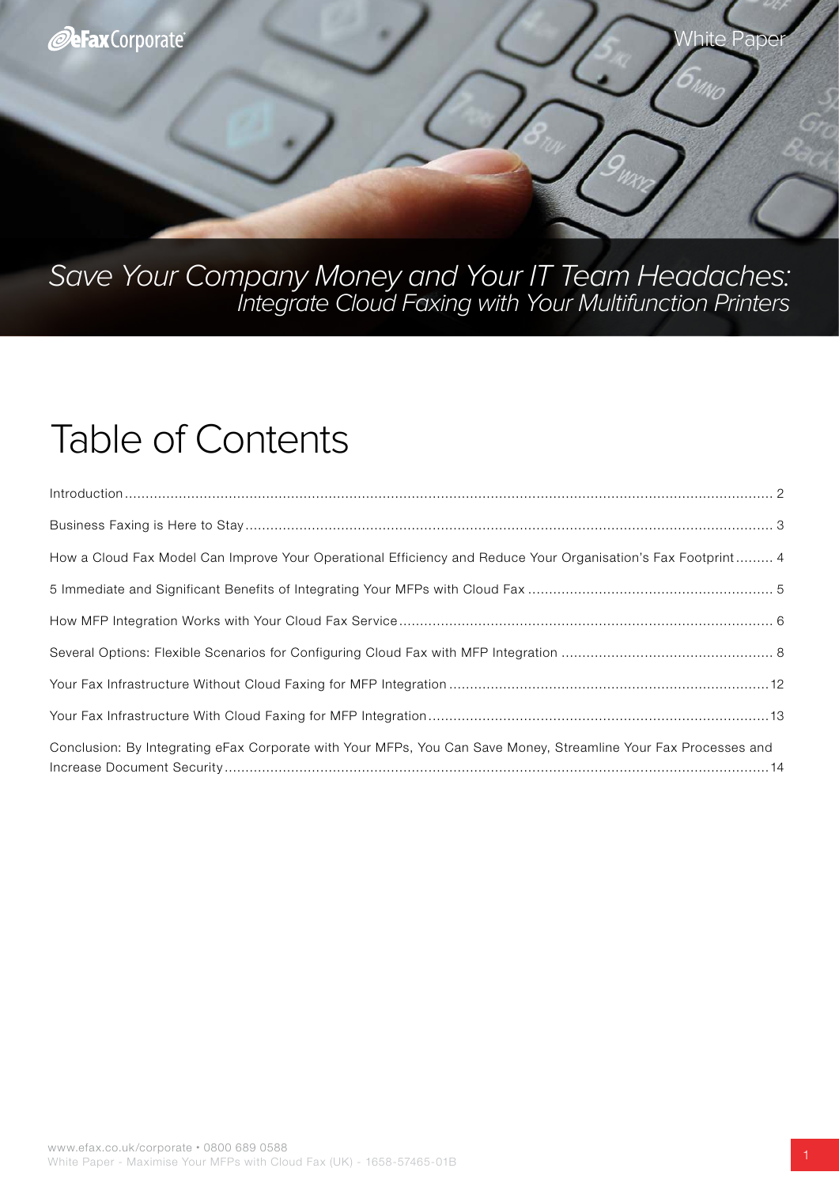# Save Your Company Money and Your IT Team Headaches:

*Integrate Cloud Faxing with Your Multifunction Printers*

White Paper

## Table of Contents

Introduction ..... 2

Business Faxing is Here to Stay ..... 3

How a Cloud Fax Model Can Improve Your Operational Efficiency and Reduce Your Organisation's Fax Footprint ..... 4

5 Immediate and Significant Benefits of Integrating Your MFPs with Cloud Fax ..... 5

How MFP Integration Works with Your Cloud Fax Service ..... 6

Several Options: Flexible Scenarios for Configuring Cloud Fax with MFP Integration ..... 8

Your Fax Infrastructure Without Cloud Faxing for MFP Integration ..... 12

Your Fax Infrastructure With Cloud Faxing for MFP Integration ..... 13

Conclusion: By Integrating eFax Corporate with Your MFPs, You Can Save Money, Streamline Your Fax Processes and Increase Document Security ..... 14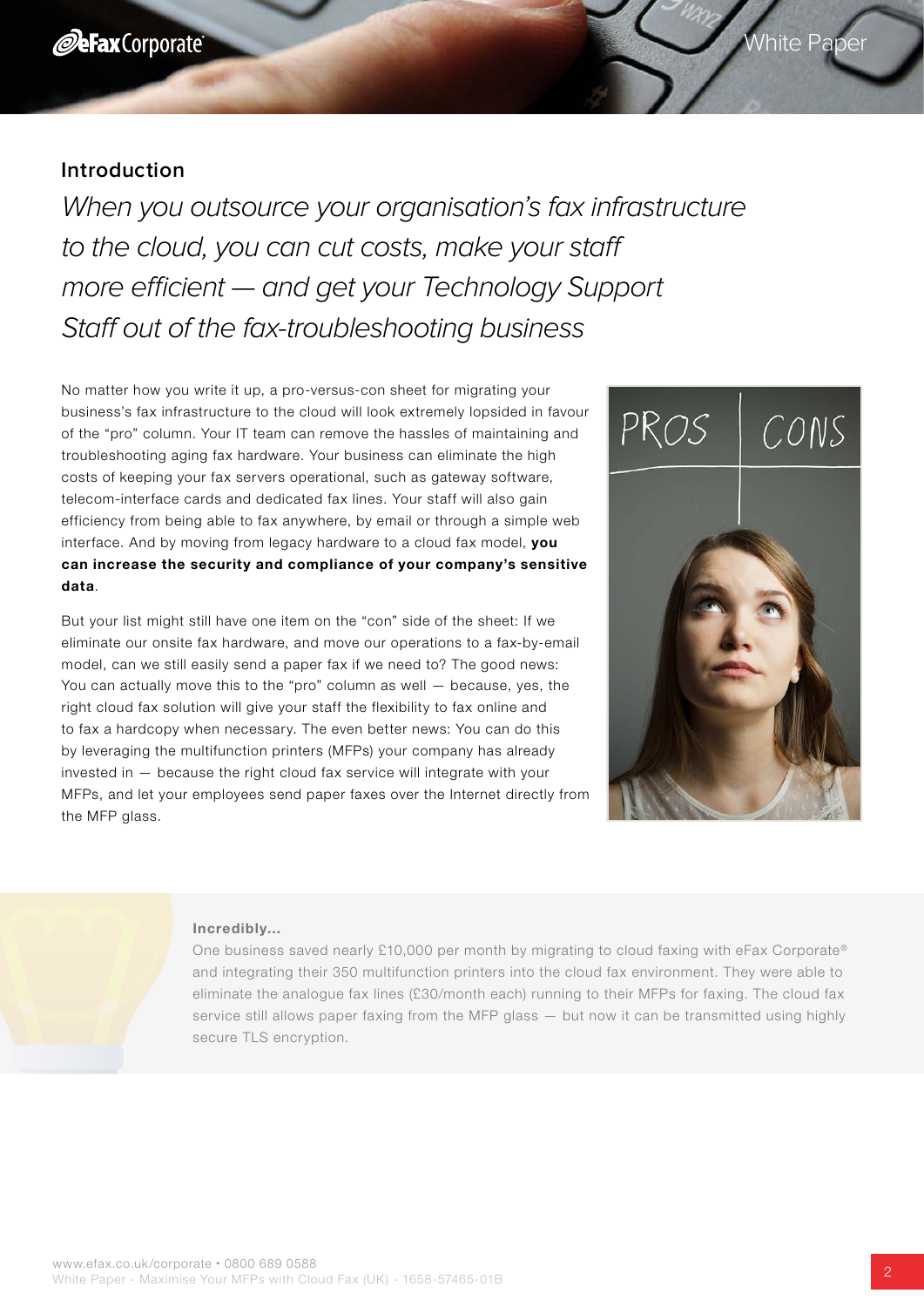## Introduction

*When you outsource your organisation's fax infrastructure to the cloud, you can cut costs, make your staff more efficient — and get your Technology Support Staff out of the fax-troubleshooting business*

No matter how you write it up, a pro-versus-con sheet for migrating your business's fax infrastructure to the cloud will look extremely lopsided in favour of the "pro" column. Your IT team can remove the hassles of maintaining and troubleshooting aging fax hardware. Your business can eliminate the high costs of keeping your fax servers operational, such as gateway software, telecom-interface cards and dedicated fax lines. Your staff will also gain efficiency from being able to fax anywhere, by email or through a simple web interface. And by moving from legacy hardware to a cloud fax model, **you can increase the security and compliance of your company's sensitive data**.

But your list might still have one item on the "con" side of the sheet: If we eliminate our onsite fax hardware, and move our operations to a fax-by-email model, can we still easily send a paper fax if we need to? The good news: You can actually move this to the "pro" column as well — because, yes, the right cloud fax solution will give your staff the flexibility to fax online and to fax a hardcopy when necessary. The even better news: You can do this by leveraging the multifunction printers (MFPs) your company has already invested in — because the right cloud fax service will integrate with your MFPs, and let your employees send paper faxes over the Internet directly from the MFP glass.

**Incredibly...**

One business saved nearly £10,000 per month by migrating to cloud faxing with eFax Corporate® and integrating their 350 multifunction printers into the cloud fax environment. They were able to eliminate the analogue fax lines (£30/month each) running to their MFPs for faxing. The cloud fax service still allows paper faxing from the MFP glass — but now it can be transmitted using highly secure TLS encryption.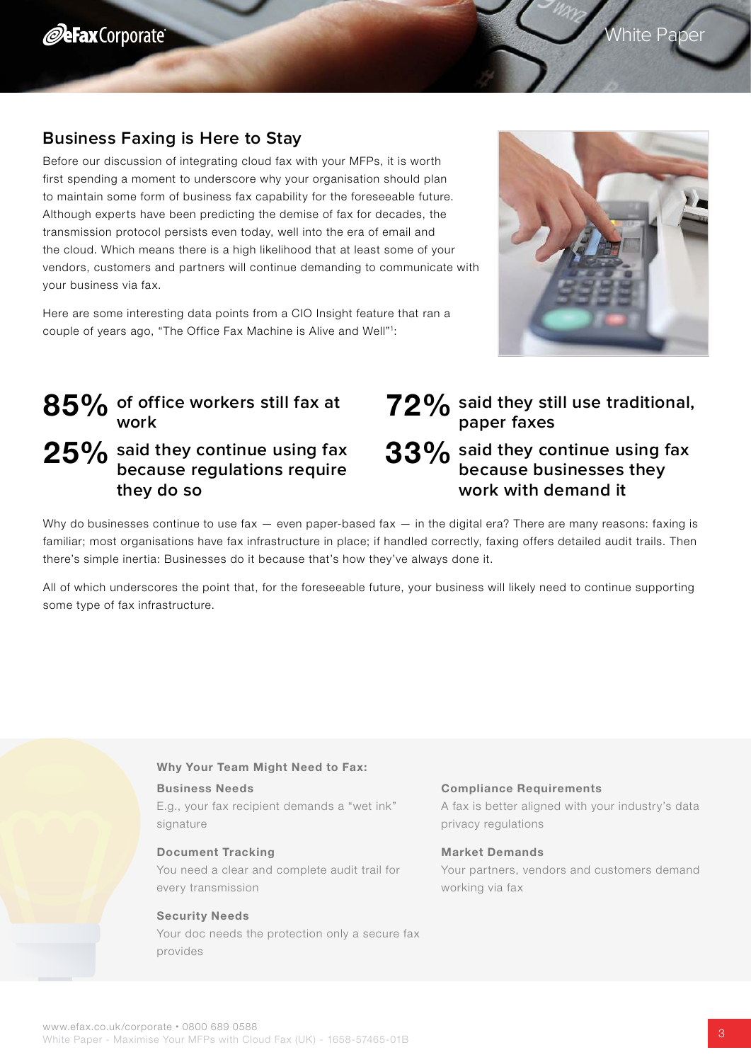## Business Faxing is Here to Stay

Before our discussion of integrating cloud fax with your MFPs, it is worth first spending a moment to underscore why your organisation should plan to maintain some form of business fax capability for the foreseeable future. Although experts have been predicting the demise of fax for decades, the transmission protocol persists even today, well into the era of email and the cloud. Which means there is a high likelihood that at least some of your vendors, customers and partners will continue demanding to communicate with your business via fax.

Here are some interesting data points from a CIO Insight feature that ran a couple of years ago, "The Office Fax Machine is Alive and Well"[1]:

**85%** **of office workers still fax at work**

**25%** **said they continue using fax because regulations require they do so**

**72%** **said they still use traditional, paper faxes**

**33%** **said they continue using fax because businesses they work with demand it**

Why do businesses continue to use fax — even paper-based fax — in the digital era? There are many reasons: faxing is familiar; most organisations have fax infrastructure in place; if handled correctly, faxing offers detailed audit trails. Then there's simple inertia: Businesses do it because that's how they've always done it.

All of which underscores the point that, for the foreseeable future, your business will likely need to continue supporting some type of fax infrastructure.

**Why Your Team Might Need to Fax:**

**Business Needs**
E.g., your fax recipient demands a "wet ink" signature

**Document Tracking**
You need a clear and complete audit trail for every transmission

**Security Needs**
Your doc needs the protection only a secure fax provides

**Compliance Requirements**
A fax is better aligned with your industry's data privacy regulations

**Market Demands**
Your partners, vendors and customers demand working via fax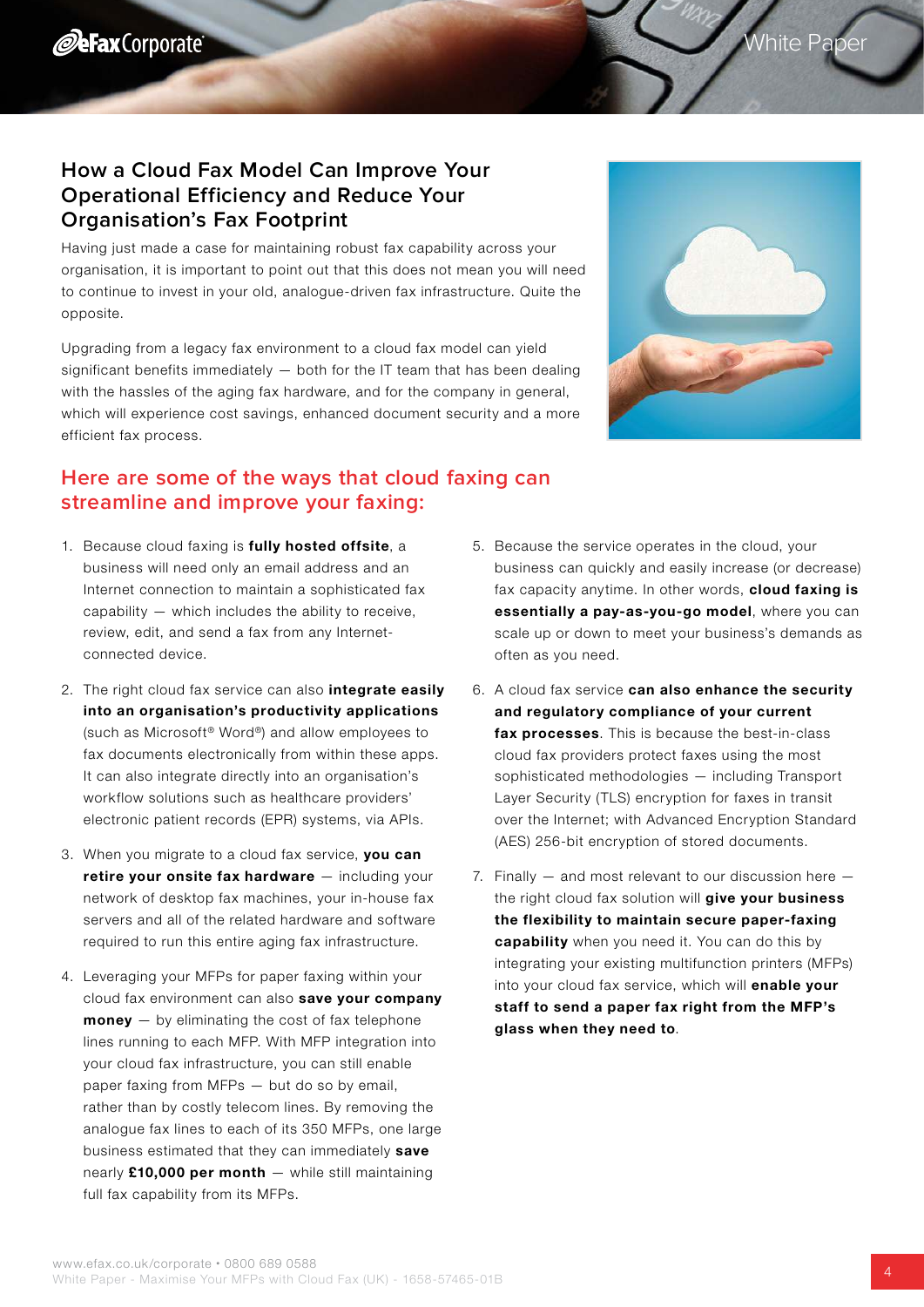## How a Cloud Fax Model Can Improve Your Operational Efficiency and Reduce Your Organisation's Fax Footprint

Having just made a case for maintaining robust fax capability across your organisation, it is important to point out that this does not mean you will need to continue to invest in your old, analogue-driven fax infrastructure. Quite the opposite.

Upgrading from a legacy fax environment to a cloud fax model can yield significant benefits immediately — both for the IT team that has been dealing with the hassles of the aging fax hardware, and for the company in general, which will experience cost savings, enhanced document security and a more efficient fax process.

### Here are some of the ways that cloud faxing can streamline and improve your faxing:

1. Because cloud faxing is **fully hosted offsite**, a business will need only an email address and an Internet connection to maintain a sophisticated fax capability — which includes the ability to receive, review, edit, and send a fax from any Internet-connected device.
2. The right cloud fax service can also **integrate easily into an organisation's productivity applications** (such as Microsoft® Word®) and allow employees to fax documents electronically from within these apps. It can also integrate directly into an organisation's workflow solutions such as healthcare providers' electronic patient records (EPR) systems, via APIs.
3. When you migrate to a cloud fax service, **you can retire your onsite fax hardware** — including your network of desktop fax machines, your in-house fax servers and all of the related hardware and software required to run this entire aging fax infrastructure.
4. Leveraging your MFPs for paper faxing within your cloud fax environment can also **save your company money** — by eliminating the cost of fax telephone lines running to each MFP. With MFP integration into your cloud fax infrastructure, you can still enable paper faxing from MFPs — but do so by email, rather than by costly telecom lines. By removing the analogue fax lines to each of its 350 MFPs, one large business estimated that they can immediately **save** nearly **£10,000 per month** — while still maintaining full fax capability from its MFPs.
5. Because the service operates in the cloud, your business can quickly and easily increase (or decrease) fax capacity anytime. In other words, **cloud faxing is essentially a pay-as-you-go model**, where you can scale up or down to meet your business's demands as often as you need.
6. A cloud fax service **can also enhance the security and regulatory compliance of your current fax processes**. This is because the best-in-class cloud fax providers protect faxes using the most sophisticated methodologies — including Transport Layer Security (TLS) encryption for faxes in transit over the Internet; with Advanced Encryption Standard (AES) 256-bit encryption of stored documents.
7. Finally — and most relevant to our discussion here — the right cloud fax solution will **give your business the flexibility to maintain secure paper-faxing capability** when you need it. You can do this by integrating your existing multifunction printers (MFPs) into your cloud fax service, which will **enable your staff to send a paper fax right from the MFP's glass when they need to**.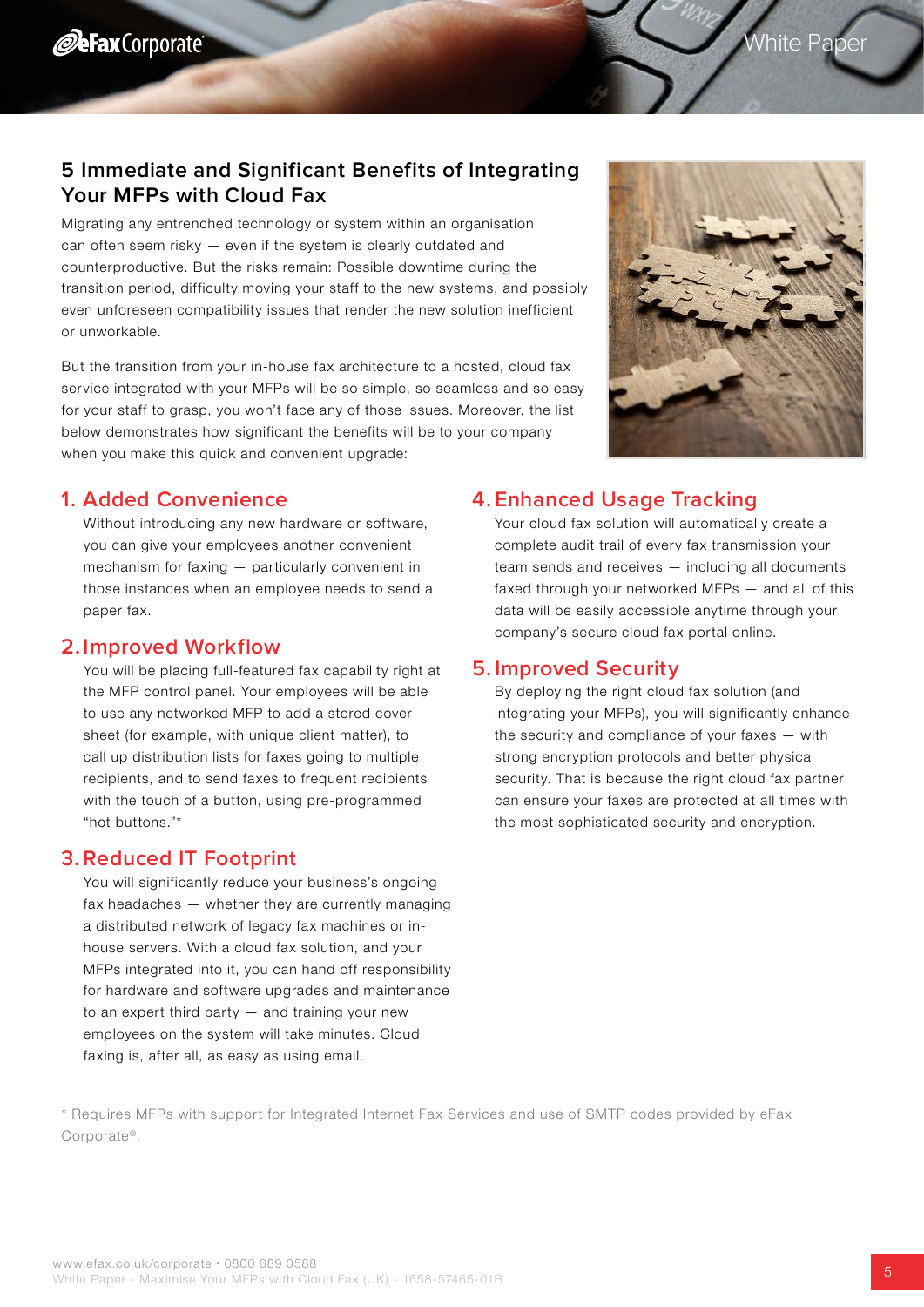## 5 Immediate and Significant Benefits of Integrating Your MFPs with Cloud Fax

Migrating any entrenched technology or system within an organisation can often seem risky — even if the system is clearly outdated and counterproductive. But the risks remain: Possible downtime during the transition period, difficulty moving your staff to the new systems, and possibly even unforeseen compatibility issues that render the new solution inefficient or unworkable.

But the transition from your in-house fax architecture to a hosted, cloud fax service integrated with your MFPs will be so simple, so seamless and so easy for your staff to grasp, you won't face any of those issues. Moreover, the list below demonstrates how significant the benefits will be to your company when you make this quick and convenient upgrade:

### 1. Added Convenience

Without introducing any new hardware or software, you can give your employees another convenient mechanism for faxing — particularly convenient in those instances when an employee needs to send a paper fax.

### 2. Improved Workflow

You will be placing full-featured fax capability right at the MFP control panel. Your employees will be able to use any networked MFP to add a stored cover sheet (for example, with unique client matter), to call up distribution lists for faxes going to multiple recipients, and to send faxes to frequent recipients with the touch of a button, using pre-programmed "hot buttons."*

### 3. Reduced IT Footprint

You will significantly reduce your business's ongoing fax headaches — whether they are currently managing a distributed network of legacy fax machines or in-house servers. With a cloud fax solution, and your MFPs integrated into it, you can hand off responsibility for hardware and software upgrades and maintenance to an expert third party — and training your new employees on the system will take minutes. Cloud faxing is, after all, as easy as using email.

### 4. Enhanced Usage Tracking

Your cloud fax solution will automatically create a complete audit trail of every fax transmission your team sends and receives — including all documents faxed through your networked MFPs — and all of this data will be easily accessible anytime through your company's secure cloud fax portal online.

### 5. Improved Security

By deploying the right cloud fax solution (and integrating your MFPs), you will significantly enhance the security and compliance of your faxes — with strong encryption protocols and better physical security. That is because the right cloud fax partner can ensure your faxes are protected at all times with the most sophisticated security and encryption.

* Requires MFPs with support for Integrated Internet Fax Services and use of SMTP codes provided by eFax Corporate®.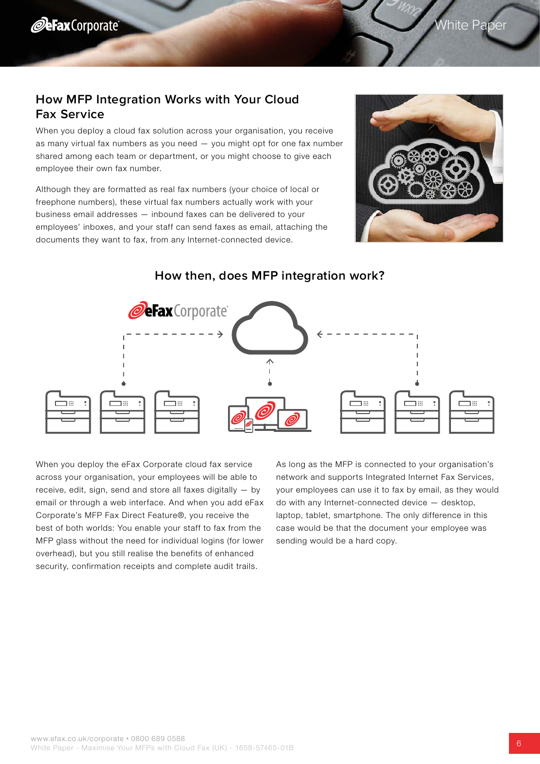## How MFP Integration Works with Your Cloud Fax Service

When you deploy a cloud fax solution across your organisation, you receive as many virtual fax numbers as you need — you might opt for one fax number shared among each team or department, or you might choose to give each employee their own fax number.

Although they are formatted as real fax numbers (your choice of local or freephone numbers), these virtual fax numbers actually work with your business email addresses — inbound faxes can be delivered to your employees' inboxes, and your staff can send faxes as email, attaching the documents they want to fax, from any Internet-connected device.

### How then, does MFP integration work?

When you deploy the eFax Corporate cloud fax service across your organisation, your employees will be able to receive, edit, sign, send and store all faxes digitally — by email or through a web interface. And when you add eFax Corporate's MFP Fax Direct Feature®, you receive the best of both worlds: You enable your staff to fax from the MFP glass without the need for individual logins (for lower overhead), but you still realise the benefits of enhanced security, confirmation receipts and complete audit trails.

As long as the MFP is connected to your organisation's network and supports Integrated Internet Fax Services, your employees can use it to fax by email, as they would do with any Internet-connected device — desktop, laptop, tablet, smartphone. The only difference in this case would be that the document your employee was sending would be a hard copy.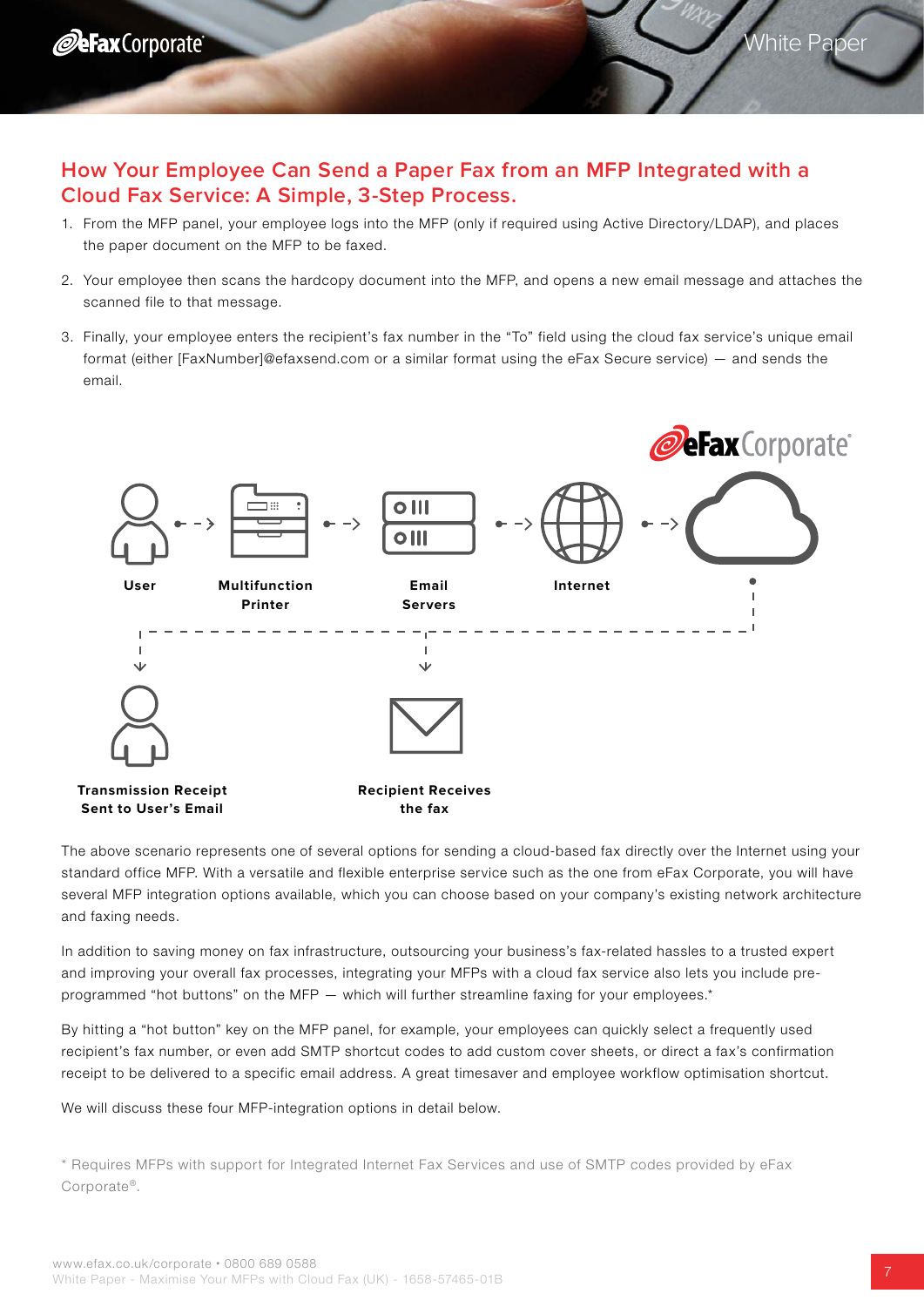## How Your Employee Can Send a Paper Fax from an MFP Integrated with a Cloud Fax Service: A Simple, 3-Step Process.

1. From the MFP panel, your employee logs into the MFP (only if required using Active Directory/LDAP), and places the paper document on the MFP to be faxed.
2. Your employee then scans the hardcopy document into the MFP, and opens a new email message and attaches the scanned file to that message.
3. Finally, your employee enters the recipient's fax number in the "To" field using the cloud fax service's unique email format (either [FaxNumber]@efaxsend.com or a similar format using the eFax Secure service) — and sends the email.

**User** → **Multifunction Printer** → **Email Servers** → **Internet** → eFax Corporate

**Transmission Receipt Sent to User's Email**

**Recipient Receives the fax**

The above scenario represents one of several options for sending a cloud-based fax directly over the Internet using your standard office MFP. With a versatile and flexible enterprise service such as the one from eFax Corporate, you will have several MFP integration options available, which you can choose based on your company's existing network architecture and faxing needs.

In addition to saving money on fax infrastructure, outsourcing your business's fax-related hassles to a trusted expert and improving your overall fax processes, integrating your MFPs with a cloud fax service also lets you include pre-programmed "hot buttons" on the MFP — which will further streamline faxing for your employees.*

By hitting a "hot button" key on the MFP panel, for example, your employees can quickly select a frequently used recipient's fax number, or even add SMTP shortcut codes to add custom cover sheets, or direct a fax's confirmation receipt to be delivered to a specific email address. A great timesaver and employee workflow optimisation shortcut.

We will discuss these four MFP-integration options in detail below.

* Requires MFPs with support for Integrated Internet Fax Services and use of SMTP codes provided by eFax Corporate®.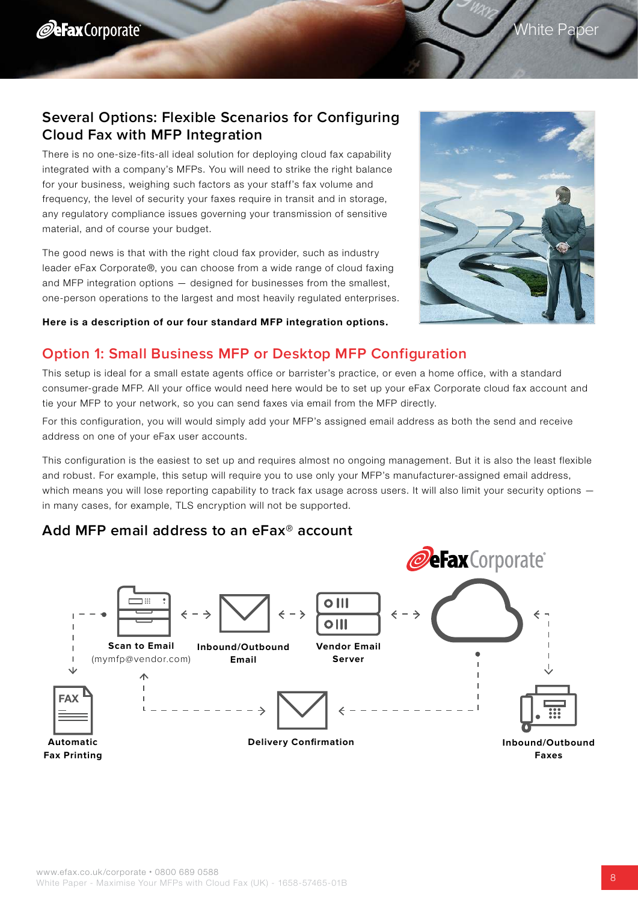## Several Options: Flexible Scenarios for Configuring Cloud Fax with MFP Integration

There is no one-size-fits-all ideal solution for deploying cloud fax capability integrated with a company's MFPs. You will need to strike the right balance for your business, weighing such factors as your staff's fax volume and frequency, the level of security your faxes require in transit and in storage, any regulatory compliance issues governing your transmission of sensitive material, and of course your budget.

The good news is that with the right cloud fax provider, such as industry leader eFax Corporate®, you can choose from a wide range of cloud faxing and MFP integration options — designed for businesses from the smallest, one-person operations to the largest and most heavily regulated enterprises.

**Here is a description of our four standard MFP integration options.**

## Option 1: Small Business MFP or Desktop MFP Configuration

This setup is ideal for a small estate agents office or barrister's practice, or even a home office, with a standard consumer-grade MFP. All your office would need here would be to set up your eFax Corporate cloud fax account and tie your MFP to your network, so you can send faxes via email from the MFP directly.

For this configuration, you will would simply add your MFP's assigned email address as both the send and receive address on one of your eFax user accounts.

This configuration is the easiest to set up and requires almost no ongoing management. But it is also the least flexible and robust. For example, this setup will require you to use only your MFP's manufacturer-assigned email address, which means you will lose reporting capability to track fax usage across users. It will also limit your security options — in many cases, for example, TLS encryption will not be supported.

### Add MFP email address to an eFax® account

eFax Corporate

**Scan to Email** (mymfp@vendor.com)

**Inbound/Outbound Email**

**Vendor Email Server**

**Automatic Fax Printing**

**Delivery Confirmation**

**Inbound/Outbound Faxes**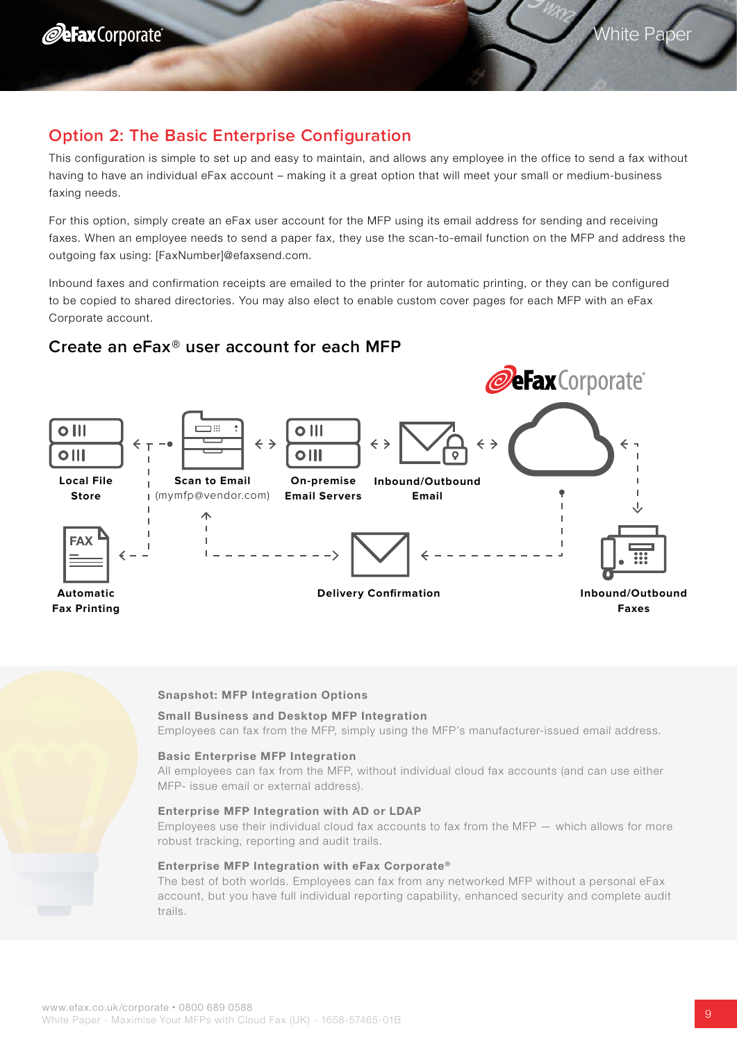## Option 2: The Basic Enterprise Configuration

This configuration is simple to set up and easy to maintain, and allows any employee in the office to send a fax without having to have an individual eFax account – making it a great option that will meet your small or medium-business faxing needs.

For this option, simply create an eFax user account for the MFP using its email address for sending and receiving faxes. When an employee needs to send a paper fax, they use the scan-to-email function on the MFP and address the outgoing fax using: [FaxNumber]@efaxsend.com.

Inbound faxes and confirmation receipts are emailed to the printer for automatic printing, or they can be configured to be copied to shared directories. You may also elect to enable custom cover pages for each MFP with an eFax Corporate account.

### Create an eFax® user account for each MFP

eFax Corporate

Local File Store

Scan to Email (mymfp@vendor.com)

On-premise Email Servers

Inbound/Outbound Email

Automatic Fax Printing

Delivery Confirmation

Inbound/Outbound Faxes

**Snapshot: MFP Integration Options**

**Small Business and Desktop MFP Integration**
Employees can fax from the MFP, simply using the MFP's manufacturer-issued email address.

**Basic Enterprise MFP Integration**
All employees can fax from the MFP, without individual cloud fax accounts (and can use either MFP- issue email or external address).

**Enterprise MFP Integration with AD or LDAP**
Employees use their individual cloud fax accounts to fax from the MFP — which allows for more robust tracking, reporting and audit trails.

**Enterprise MFP Integration with eFax Corporate®**
The best of both worlds. Employees can fax from any networked MFP without a personal eFax account, but you have full individual reporting capability, enhanced security and complete audit trails.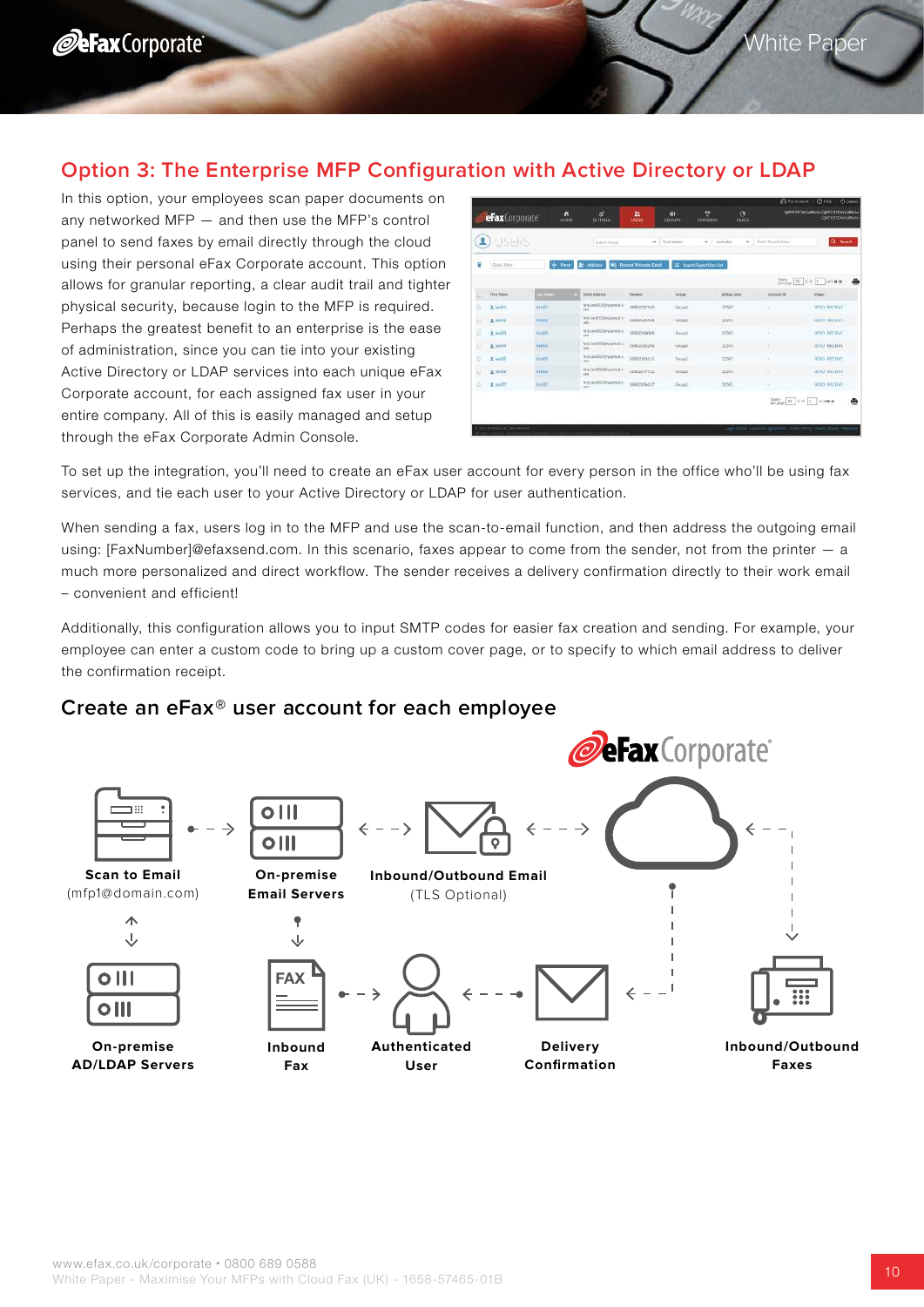## Option 3: The Enterprise MFP Configuration with Active Directory or LDAP

In this option, your employees scan paper documents on any networked MFP — and then use the MFP's control panel to send faxes by email directly through the cloud using their personal eFax Corporate account. This option allows for granular reporting, a clear audit trail and tighter physical security, because login to the MFP is required. Perhaps the greatest benefit to an enterprise is the ease of administration, since you can tie into your existing Active Directory or LDAP services into each unique eFax Corporate account, for each assigned fax user in your entire company. All of this is easily managed and setup through the eFax Corporate Admin Console.

To set up the integration, you'll need to create an eFax user account for every person in the office who'll be using fax services, and tie each user to your Active Directory or LDAP for user authentication.

When sending a fax, users log in to the MFP and use the scan-to-email function, and then address the outgoing email using: [FaxNumber]@efaxsend.com. In this scenario, faxes appear to come from the sender, not from the printer — a much more personalized and direct workflow. The sender receives a delivery confirmation directly to their work email – convenient and efficient!

Additionally, this configuration allows you to input SMTP codes for easier fax creation and sending. For example, your employee can enter a custom code to bring up a custom cover page, or to specify to which email address to deliver the confirmation receipt.

### Create an eFax® user account for each employee

eFax Corporate

**Scan to Email** (mfp1@domain.com)

**On-premise Email Servers**

**Inbound/Outbound Email** (TLS Optional)

**On-premise AD/LDAP Servers**

**Inbound Fax**

**Authenticated User**

**Delivery Confirmation**

**Inbound/Outbound Faxes**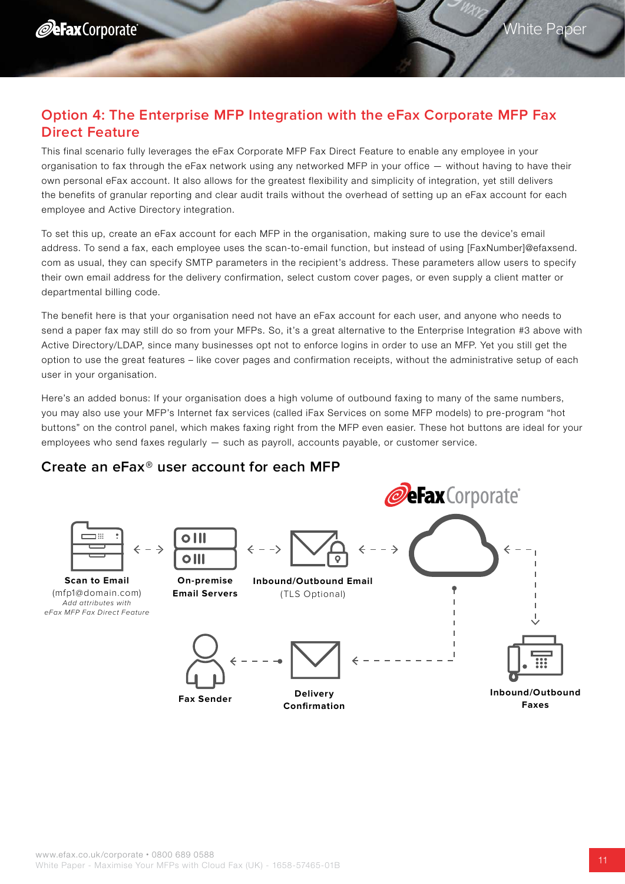## Option 4: The Enterprise MFP Integration with the eFax Corporate MFP Fax Direct Feature

This final scenario fully leverages the eFax Corporate MFP Fax Direct Feature to enable any employee in your organisation to fax through the eFax network using any networked MFP in your office — without having to have their own personal eFax account. It also allows for the greatest flexibility and simplicity of integration, yet still delivers the benefits of granular reporting and clear audit trails without the overhead of setting up an eFax account for each employee and Active Directory integration.

To set this up, create an eFax account for each MFP in the organisation, making sure to use the device's email address. To send a fax, each employee uses the scan-to-email function, but instead of using [FaxNumber]@efaxsend.com as usual, they can specify SMTP parameters in the recipient's address. These parameters allow users to specify their own email address for the delivery confirmation, select custom cover pages, or even supply a client matter or departmental billing code.

The benefit here is that your organisation need not have an eFax account for each user, and anyone who needs to send a paper fax may still do so from your MFPs. So, it's a great alternative to the Enterprise Integration #3 above with Active Directory/LDAP, since many businesses opt not to enforce logins in order to use an MFP. Yet you still get the option to use the great features – like cover pages and confirmation receipts, without the administrative setup of each user in your organisation.

Here's an added bonus: If your organisation does a high volume of outbound faxing to many of the same numbers, you may also use your MFP's Internet fax services (called iFax Services on some MFP models) to pre-program "hot buttons" on the control panel, which makes faxing right from the MFP even easier. These hot buttons are ideal for your employees who send faxes regularly — such as payroll, accounts payable, or customer service.

### Create an eFax® user account for each MFP

eFax Corporate®

**Scan to Email**
(mfp1@domain.com)
*Add attributes with eFax MFP Fax Direct Feature*

**On-premise Email Servers**

**Inbound/Outbound Email**
(TLS Optional)

**Fax Sender**

**Delivery Confirmation**

**Inbound/Outbound Faxes**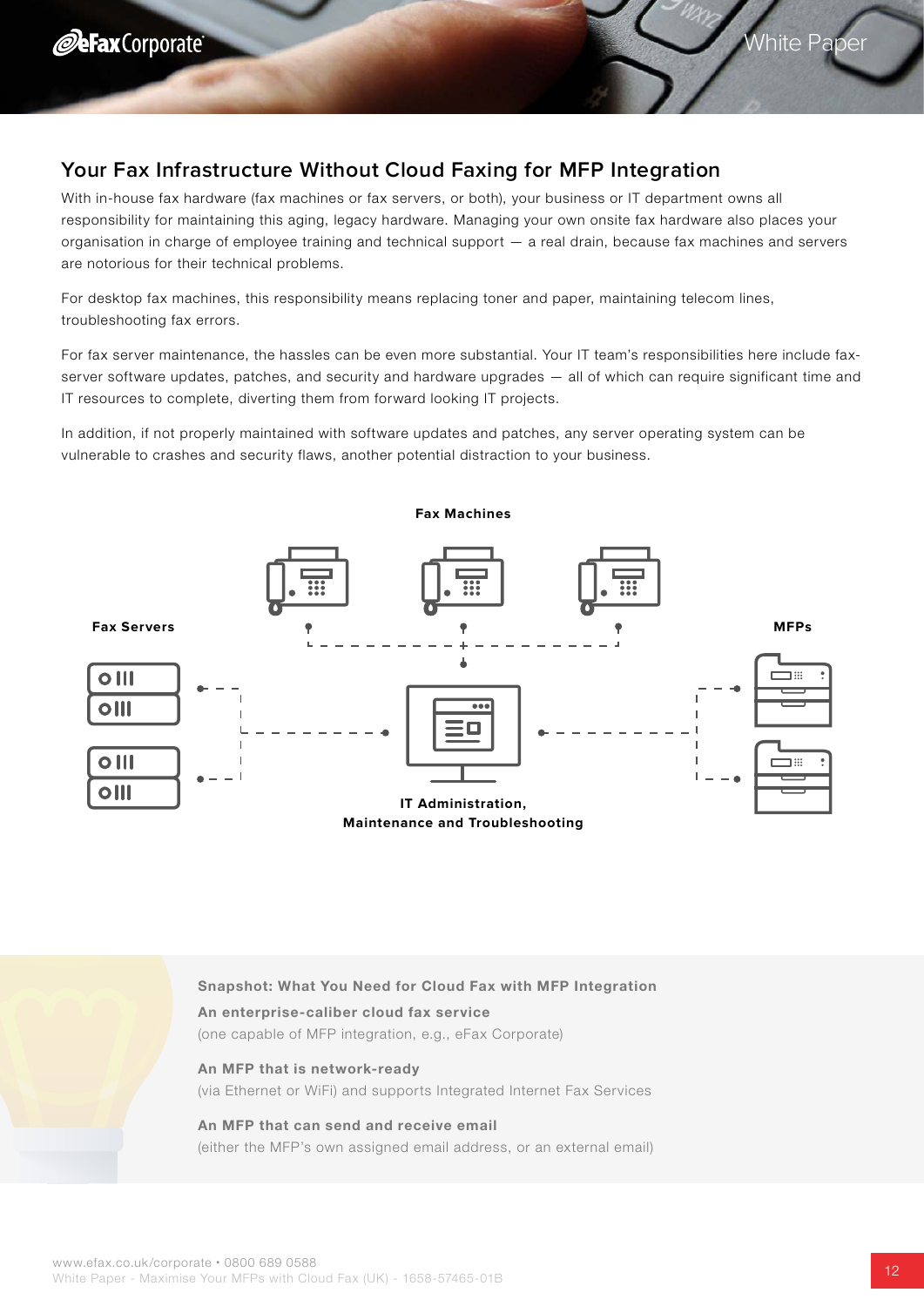## Your Fax Infrastructure Without Cloud Faxing for MFP Integration

With in-house fax hardware (fax machines or fax servers, or both), your business or IT department owns all responsibility for maintaining this aging, legacy hardware. Managing your own onsite fax hardware also places your organisation in charge of employee training and technical support — a real drain, because fax machines and servers are notorious for their technical problems.

For desktop fax machines, this responsibility means replacing toner and paper, maintaining telecom lines, troubleshooting fax errors.

For fax server maintenance, the hassles can be even more substantial. Your IT team's responsibilities here include fax-server software updates, patches, and security and hardware upgrades — all of which can require significant time and IT resources to complete, diverting them from forward looking IT projects.

In addition, if not properly maintained with software updates and patches, any server operating system can be vulnerable to crashes and security flaws, another potential distraction to your business.

**Fax Machines**

**Fax Servers**

**MFPs**

**IT Administration, Maintenance and Troubleshooting**

**Snapshot: What You Need for Cloud Fax with MFP Integration**

**An enterprise-caliber cloud fax service**
(one capable of MFP integration, e.g., eFax Corporate)

**An MFP that is network-ready**
(via Ethernet or WiFi) and supports Integrated Internet Fax Services

**An MFP that can send and receive email**
(either the MFP's own assigned email address, or an external email)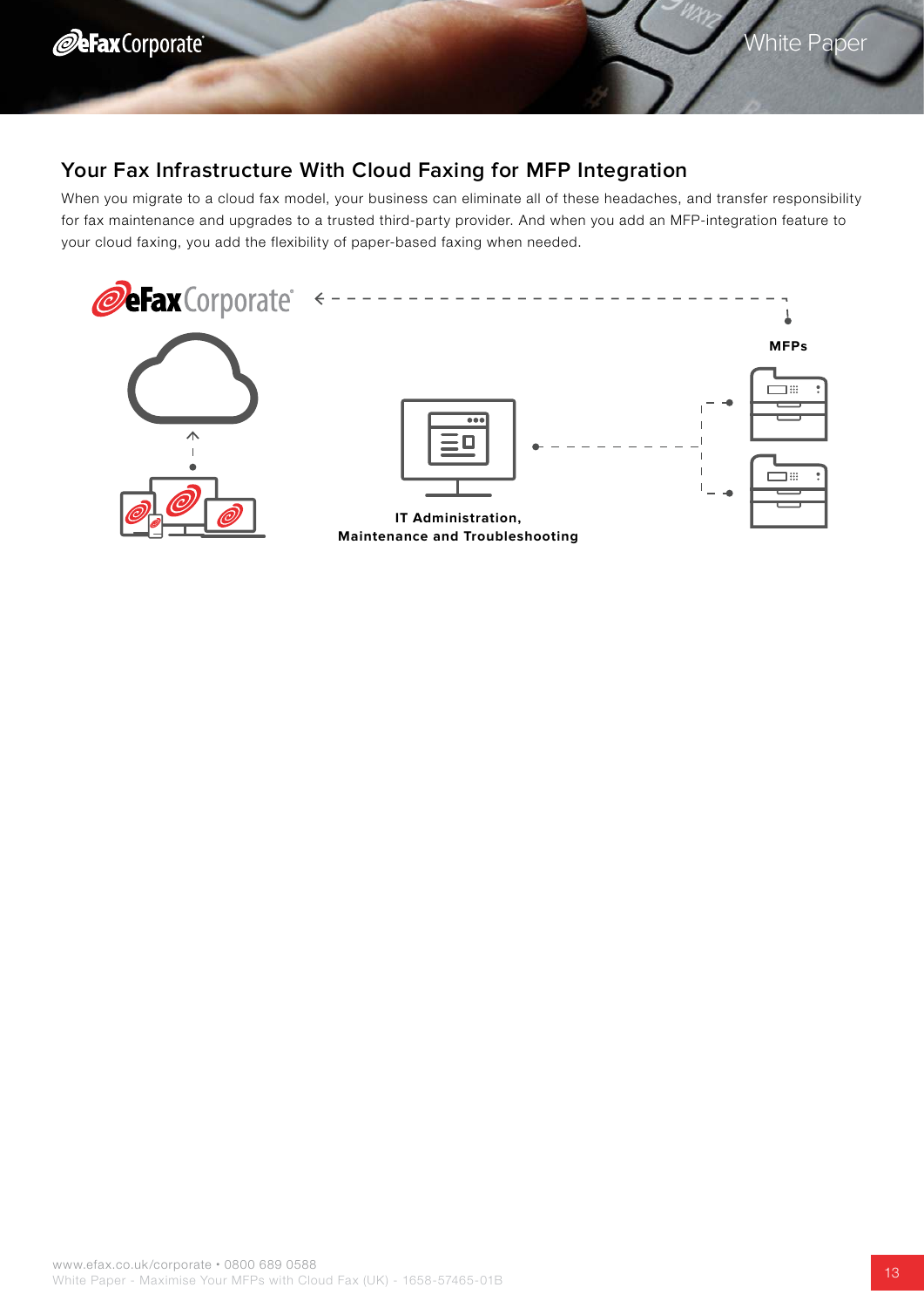## Your Fax Infrastructure With Cloud Faxing for MFP Integration

When you migrate to a cloud fax model, your business can eliminate all of these headaches, and transfer responsibility for fax maintenance and upgrades to a trusted third-party provider. And when you add an MFP-integration feature to your cloud faxing, you add the flexibility of paper-based faxing when needed.

eFax Corporate

**MFPs**

**IT Administration, Maintenance and Troubleshooting**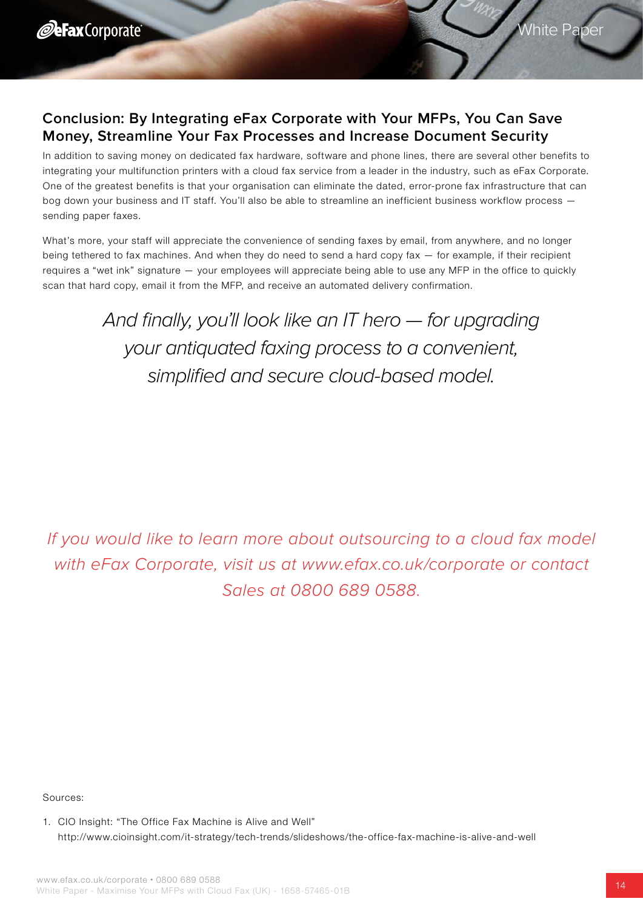## Conclusion: By Integrating eFax Corporate with Your MFPs, You Can Save Money, Streamline Your Fax Processes and Increase Document Security

In addition to saving money on dedicated fax hardware, software and phone lines, there are several other benefits to integrating your multifunction printers with a cloud fax service from a leader in the industry, such as eFax Corporate. One of the greatest benefits is that your organisation can eliminate the dated, error-prone fax infrastructure that can bog down your business and IT staff. You'll also be able to streamline an inefficient business workflow process — sending paper faxes.

What's more, your staff will appreciate the convenience of sending faxes by email, from anywhere, and no longer being tethered to fax machines. And when they do need to send a hard copy fax — for example, if their recipient requires a "wet ink" signature — your employees will appreciate being able to use any MFP in the office to quickly scan that hard copy, email it from the MFP, and receive an automated delivery confirmation.

*And finally, you'll look like an IT hero — for upgrading your antiquated faxing process to a convenient, simplified and secure cloud-based model.*

*If you would like to learn more about outsourcing to a cloud fax model with eFax Corporate, visit us at www.efax.co.uk/corporate or contact Sales at 0800 689 0588.*

Sources:

1. CIO Insight: "The Office Fax Machine is Alive and Well"
   http://www.cioinsight.com/it-strategy/tech-trends/slideshows/the-office-fax-machine-is-alive-and-well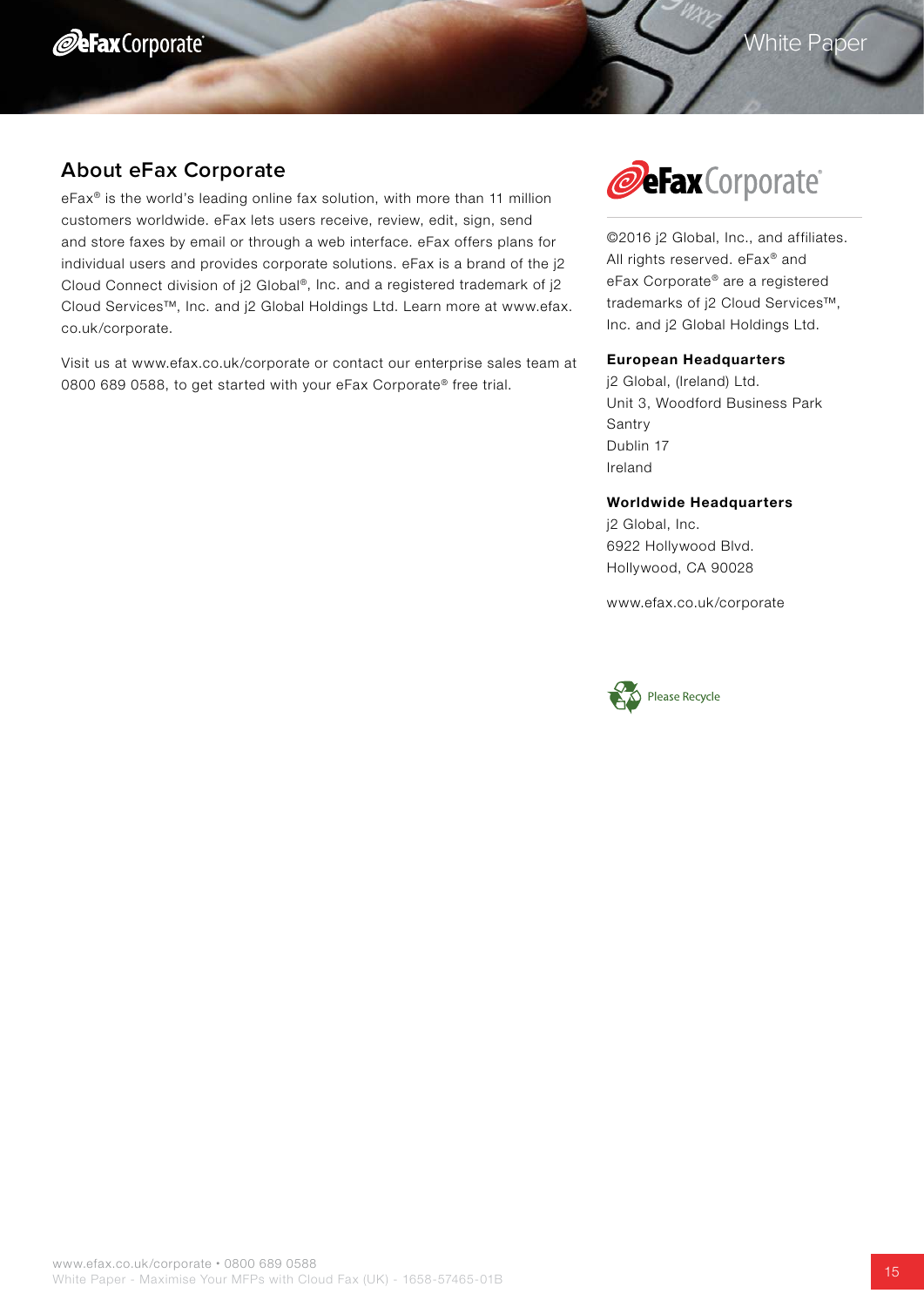## About eFax Corporate

eFax® is the world's leading online fax solution, with more than 11 million customers worldwide. eFax lets users receive, review, edit, sign, send and store faxes by email or through a web interface. eFax offers plans for individual users and provides corporate solutions. eFax is a brand of the j2 Cloud Connect division of j2 Global®, Inc. and a registered trademark of j2 Cloud Services™, Inc. and j2 Global Holdings Ltd. Learn more at www.efax.co.uk/corporate.

Visit us at www.efax.co.uk/corporate or contact our enterprise sales team at 0800 689 0588, to get started with your eFax Corporate® free trial.

©2016 j2 Global, Inc., and affiliates. All rights reserved. eFax® and eFax Corporate® are a registered trademarks of j2 Cloud Services™, Inc. and j2 Global Holdings Ltd.

**European Headquarters**
j2 Global, (Ireland) Ltd.
Unit 3, Woodford Business Park
Santry
Dublin 17
Ireland

**Worldwide Headquarters**
j2 Global, Inc.
6922 Hollywood Blvd.
Hollywood, CA 90028

www.efax.co.uk/corporate

Please Recycle